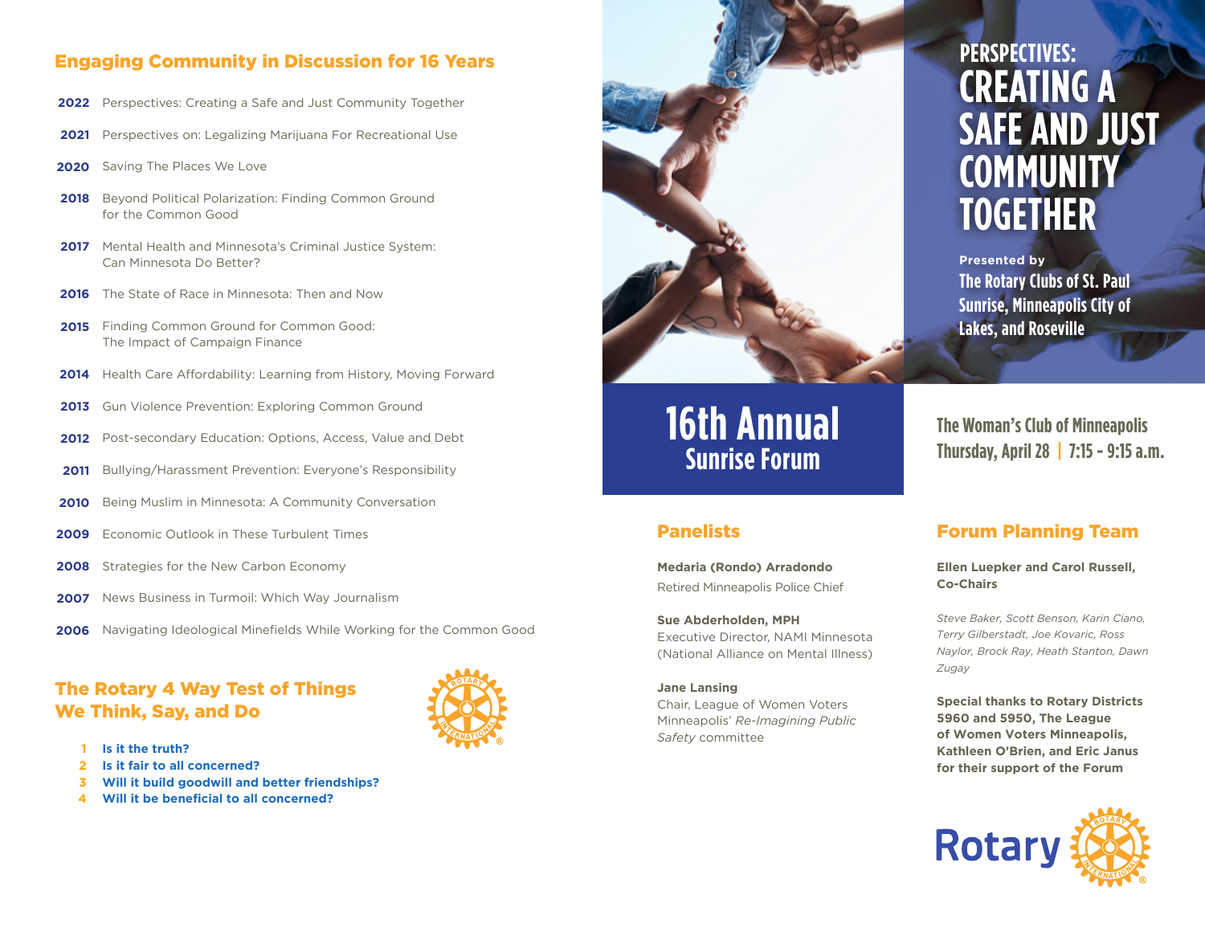## Engaging Community in Discussion for 16 Years

**2022** Perspectives: Creating a Safe and Just Community Together

**2021** Perspectives on: Legalizing Marijuana For Recreational Use

**2020** Saving The Places We Love

**2018** Beyond Political Polarization: Finding Common Ground for the Common Good

**2017** Mental Health and Minnesota's Criminal Justice System: Can Minnesota Do Better?

**2016** The State of Race in Minnesota: Then and Now

**2015** Finding Common Ground for Common Good: The Impact of Campaign Finance

**2014** Health Care Affordability: Learning from History, Moving Forward

**2013** Gun Violence Prevention: Exploring Common Ground

**2012** Post-secondary Education: Options, Access, Value and Debt

**2011** Bullying/Harassment Prevention: Everyone's Responsibility

**2010** Being Muslim in Minnesota: A Community Conversation

**2009** Economic Outlook in These Turbulent Times

**2008** Strategies for the New Carbon Economy

**2007** News Business in Turmoil: Which Way Journalism

**2006** Navigating Ideological Minefields While Working for the Common Good

## The Rotary 4 Way Test of Things We Think, Say, and Do

1. **Is it the truth?**
2. **Is it fair to all concerned?**
3. **Will it build goodwill and better friendships?**
4. **Will it be beneficial to all concerned?**

# PERSPECTIVES: CREATING A SAFE AND JUST COMMUNITY TOGETHER

**Presented by**

**The Rotary Clubs of St. Paul Sunrise, Minneapolis City of Lakes, and Roseville**

## 16th Annual Sunrise Forum

**The Woman's Club of Minneapolis**
**Thursday, April 28 | 7:15 - 9:15 a.m.**

## Panelists

**Medaria (Rondo) Arradondo**
Retired Minneapolis Police Chief

**Sue Abderholden, MPH**
Executive Director, NAMI Minnesota (National Alliance on Mental Illness)

**Jane Lansing**
Chair, League of Women Voters Minneapolis' *Re-Imagining Public Safety* committee

## Forum Planning Team

**Ellen Luepker and Carol Russell, Co-Chairs**

*Steve Baker, Scott Benson, Karin Ciano, Terry Gilberstadt, Joe Kovaric, Ross Naylor, Brock Ray, Heath Stanton, Dawn Zugay*

**Special thanks to Rotary Districts 5960 and 5950, The League of Women Voters Minneapolis, Kathleen O'Brien, and Eric Janus for their support of the Forum**

Rotary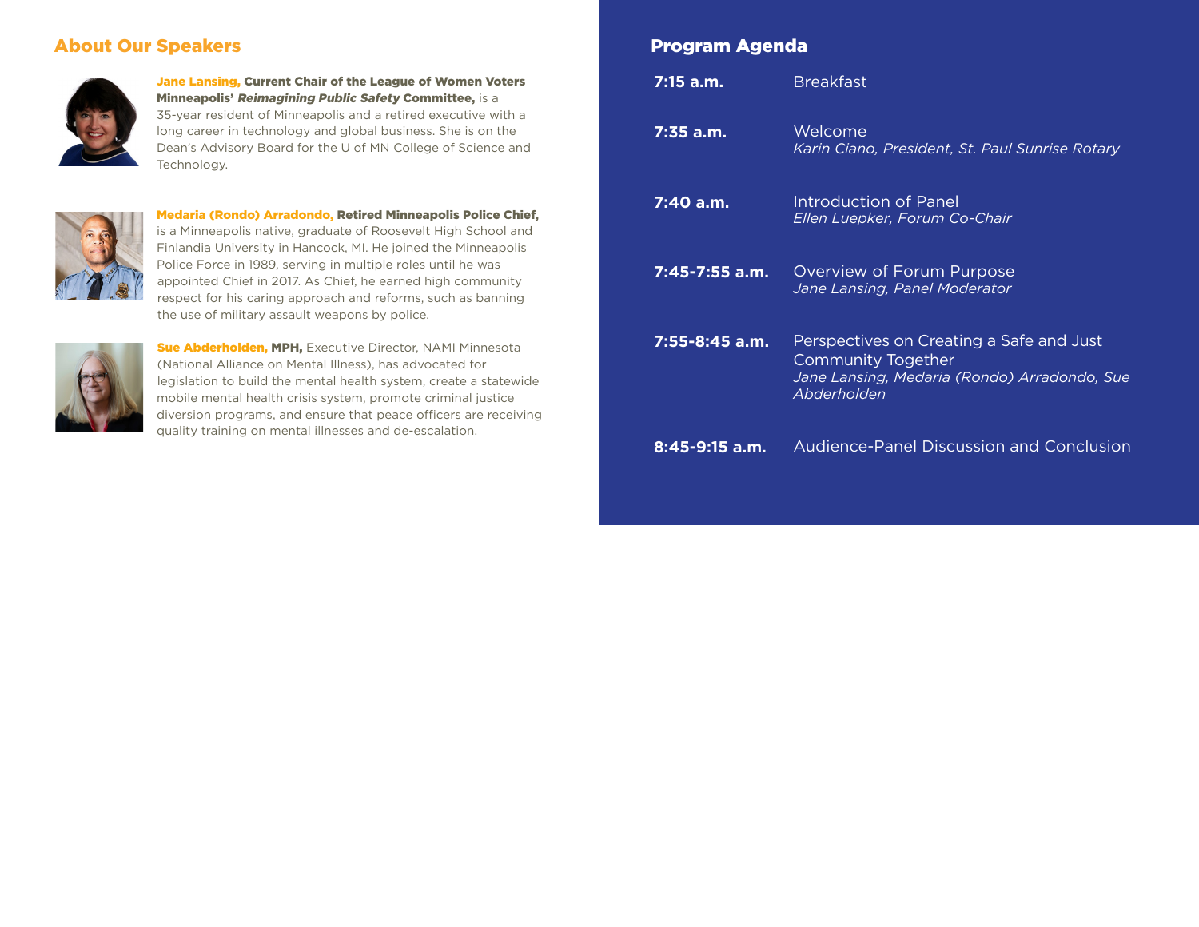## About Our Speakers

**Jane Lansing, Current Chair of the League of Women Voters Minneapolis' *Reimagining Public Safety* Committee,** is a 35-year resident of Minneapolis and a retired executive with a long career in technology and global business. She is on the Dean's Advisory Board for the U of MN College of Science and Technology.

**Medaria (Rondo) Arradondo, Retired Minneapolis Police Chief,** is a Minneapolis native, graduate of Roosevelt High School and Finlandia University in Hancock, MI. He joined the Minneapolis Police Force in 1989, serving in multiple roles until he was appointed Chief in 2017. As Chief, he earned high community respect for his caring approach and reforms, such as banning the use of military assault weapons by police.

**Sue Abderholden, MPH,** Executive Director, NAMI Minnesota (National Alliance on Mental Illness), has advocated for legislation to build the mental health system, create a statewide mobile mental health crisis system, promote criminal justice diversion programs, and ensure that peace officers are receiving quality training on mental illnesses and de-escalation.

## Program Agenda

| | |
|---|---|
| **7:15 a.m.** | Breakfast |
| **7:35 a.m.** | Welcome<br>*Karin Ciano, President, St. Paul Sunrise Rotary* |
| **7:40 a.m.** | Introduction of Panel<br>*Ellen Luepker, Forum Co-Chair* |
| **7:45-7:55 a.m.** | Overview of Forum Purpose<br>*Jane Lansing, Panel Moderator* |
| **7:55-8:45 a.m.** | Perspectives on Creating a Safe and Just Community Together<br>*Jane Lansing, Medaria (Rondo) Arradondo, Sue Abderholden* |
| **8:45-9:15 a.m.** | Audience-Panel Discussion and Conclusion |